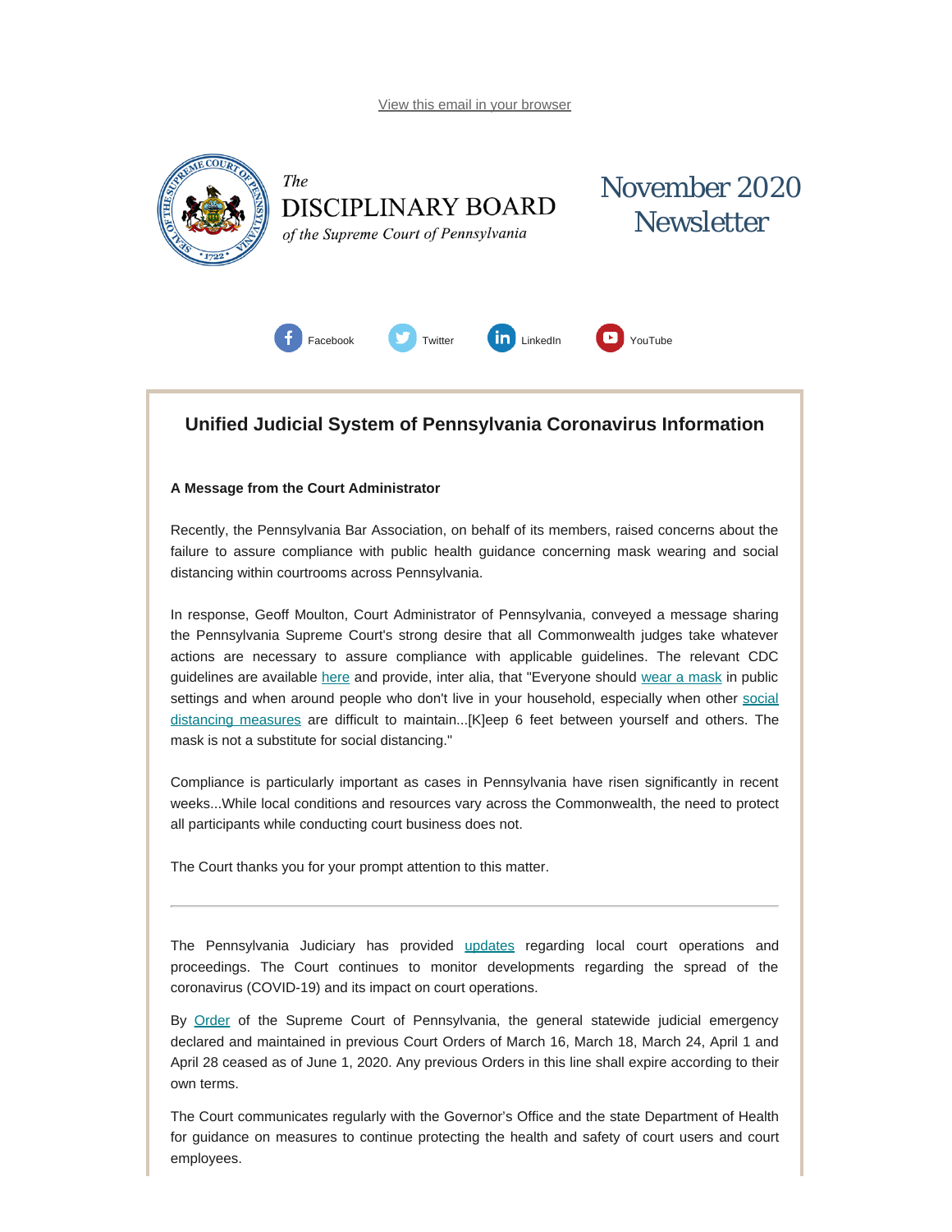View this email in your browser

*The*
# DISCIPLINARY BOARD
*of the Supreme Court of Pennsylvania*

# November 2020 Newsletter

Facebook Twitter LinkedIn YouTube

## Unified Judicial System of Pennsylvania Coronavirus Information

**A Message from the Court Administrator**

Recently, the Pennsylvania Bar Association, on behalf of its members, raised concerns about the failure to assure compliance with public health guidance concerning mask wearing and social distancing within courtrooms across Pennsylvania.

In response, Geoff Moulton, Court Administrator of Pennsylvania, conveyed a message sharing the Pennsylvania Supreme Court's strong desire that all Commonwealth judges take whatever actions are necessary to assure compliance with applicable guidelines. The relevant CDC guidelines are available here and provide, inter alia, that "Everyone should wear a mask in public settings and when around people who don't live in your household, especially when other social distancing measures are difficult to maintain...[K]eep 6 feet between yourself and others. The mask is not a substitute for social distancing."

Compliance is particularly important as cases in Pennsylvania have risen significantly in recent weeks...While local conditions and resources vary across the Commonwealth, the need to protect all participants while conducting court business does not.

The Court thanks you for your prompt attention to this matter.

---

The Pennsylvania Judiciary has provided updates regarding local court operations and proceedings. The Court continues to monitor developments regarding the spread of the coronavirus (COVID-19) and its impact on court operations.

By Order of the Supreme Court of Pennsylvania, the general statewide judicial emergency declared and maintained in previous Court Orders of March 16, March 18, March 24, April 1 and April 28 ceased as of June 1, 2020. Any previous Orders in this line shall expire according to their own terms.

The Court communicates regularly with the Governor's Office and the state Department of Health for guidance on measures to continue protecting the health and safety of court users and court employees.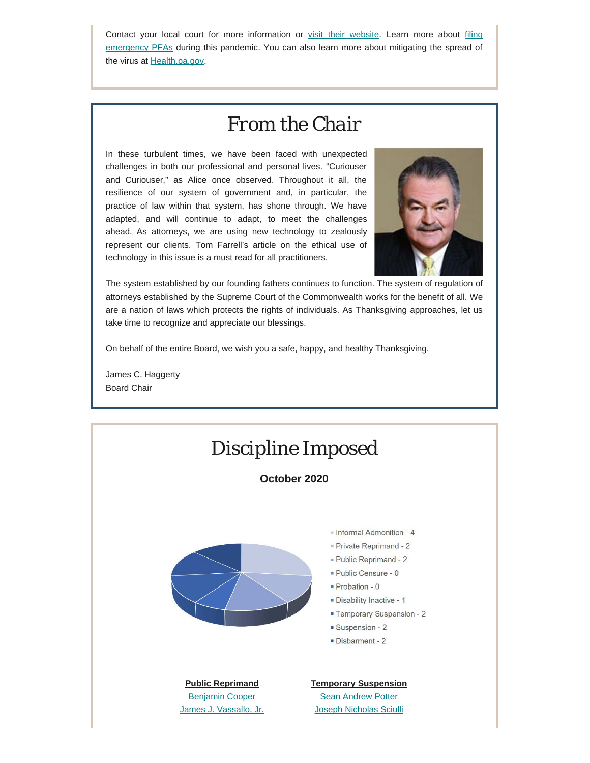Contact your local court for more information or visit their website. Learn more about filing emergency PFAs during this pandemic. You can also learn more about mitigating the spread of the virus at Health.pa.gov.

# From the Chair

In these turbulent times, we have been faced with unexpected challenges in both our professional and personal lives. "Curiouser and Curiouser," as Alice once observed. Throughout it all, the resilience of our system of government and, in particular, the practice of law within that system, has shone through. We have adapted, and will continue to adapt, to meet the challenges ahead. As attorneys, we are using new technology to zealously represent our clients. Tom Farrell's article on the ethical use of technology in this issue is a must read for all practitioners.

The system established by our founding fathers continues to function. The system of regulation of attorneys established by the Supreme Court of the Commonwealth works for the benefit of all. We are a nation of laws which protects the rights of individuals. As Thanksgiving approaches, let us take time to recognize and appreciate our blessings.

On behalf of the entire Board, we wish you a safe, happy, and healthy Thanksgiving.

James C. Haggerty
Board Chair

# Discipline Imposed

**October 2020**

- Informal Admonition - 4
- Private Reprimand - 2
- Public Reprimand - 2
- Public Censure - 0
- Probation - 0
- Disability Inactive - 1
- Temporary Suspension - 2
- Suspension - 2
- Disbarment - 2

**Public Reprimand**

Benjamin Cooper
James J. Vassallo, Jr.

**Temporary Suspension**

Sean Andrew Potter
Joseph Nicholas Sciulli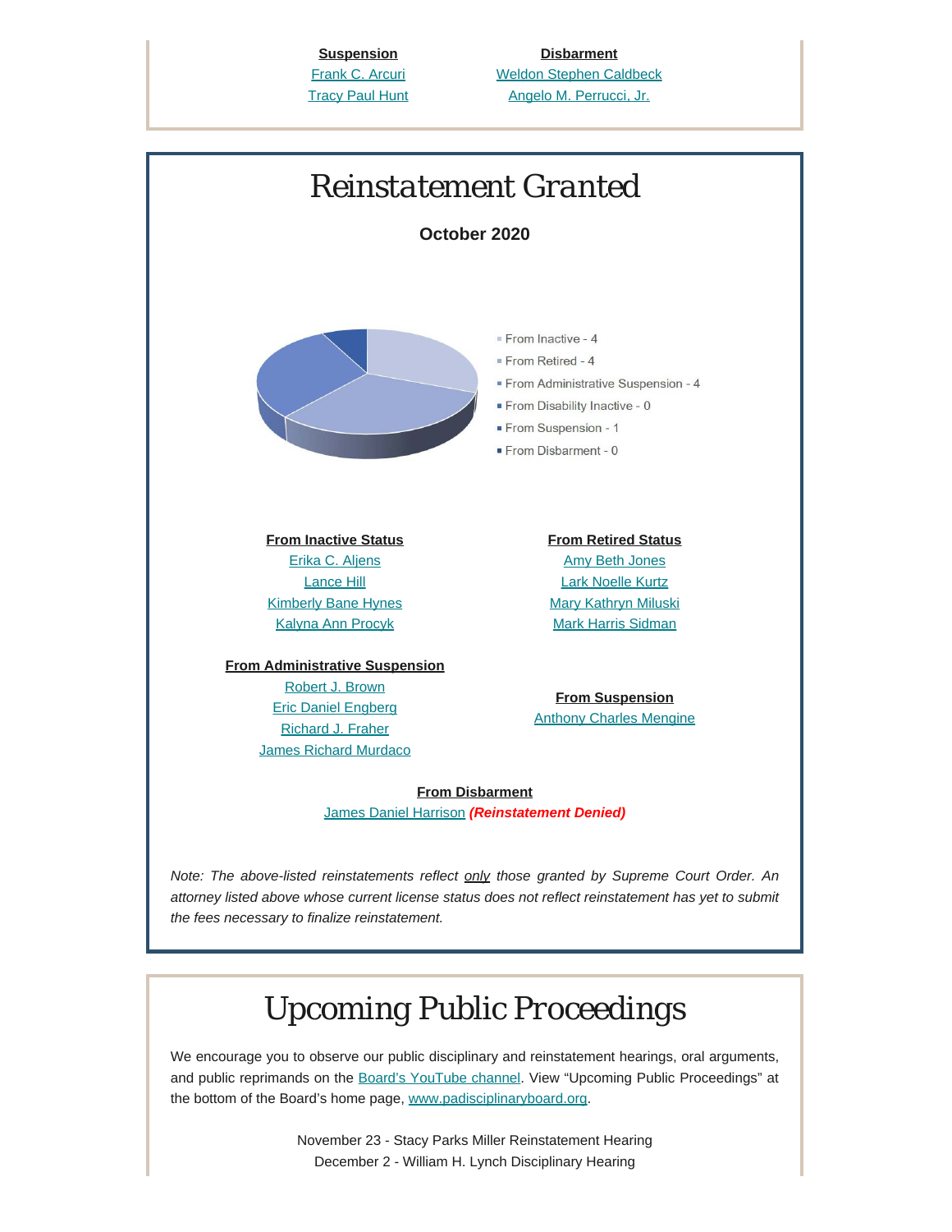**Suspension**

Frank C. Arcuri

Tracy Paul Hunt

**Disbarment**

Weldon Stephen Caldbeck

Angelo M. Perrucci, Jr.

# Reinstatement Granted

**October 2020**

- From Inactive - 4
- From Retired - 4
- From Administrative Suspension - 4
- From Disability Inactive - 0
- From Suspension - 1
- From Disbarment - 0

**From Inactive Status**

Erika C. Aljens

Lance Hill

Kimberly Bane Hynes

Kalyna Ann Procyk

**From Retired Status**

Amy Beth Jones

Lark Noelle Kurtz

Mary Kathryn Miluski

Mark Harris Sidman

**From Administrative Suspension**

Robert J. Brown

Eric Daniel Engberg

Richard J. Fraher

James Richard Murdaco

**From Suspension**

Anthony Charles Mengine

**From Disbarment**

James Daniel Harrison ***(Reinstatement Denied)***

*Note: The above-listed reinstatements reflect only those granted by Supreme Court Order. An attorney listed above whose current license status does not reflect reinstatement has yet to submit the fees necessary to finalize reinstatement.*

# Upcoming Public Proceedings

We encourage you to observe our public disciplinary and reinstatement hearings, oral arguments, and public reprimands on the Board's YouTube channel. View "Upcoming Public Proceedings" at the bottom of the Board's home page, www.padisciplinaryboard.org.

November 23 - Stacy Parks Miller Reinstatement Hearing

December 2 - William H. Lynch Disciplinary Hearing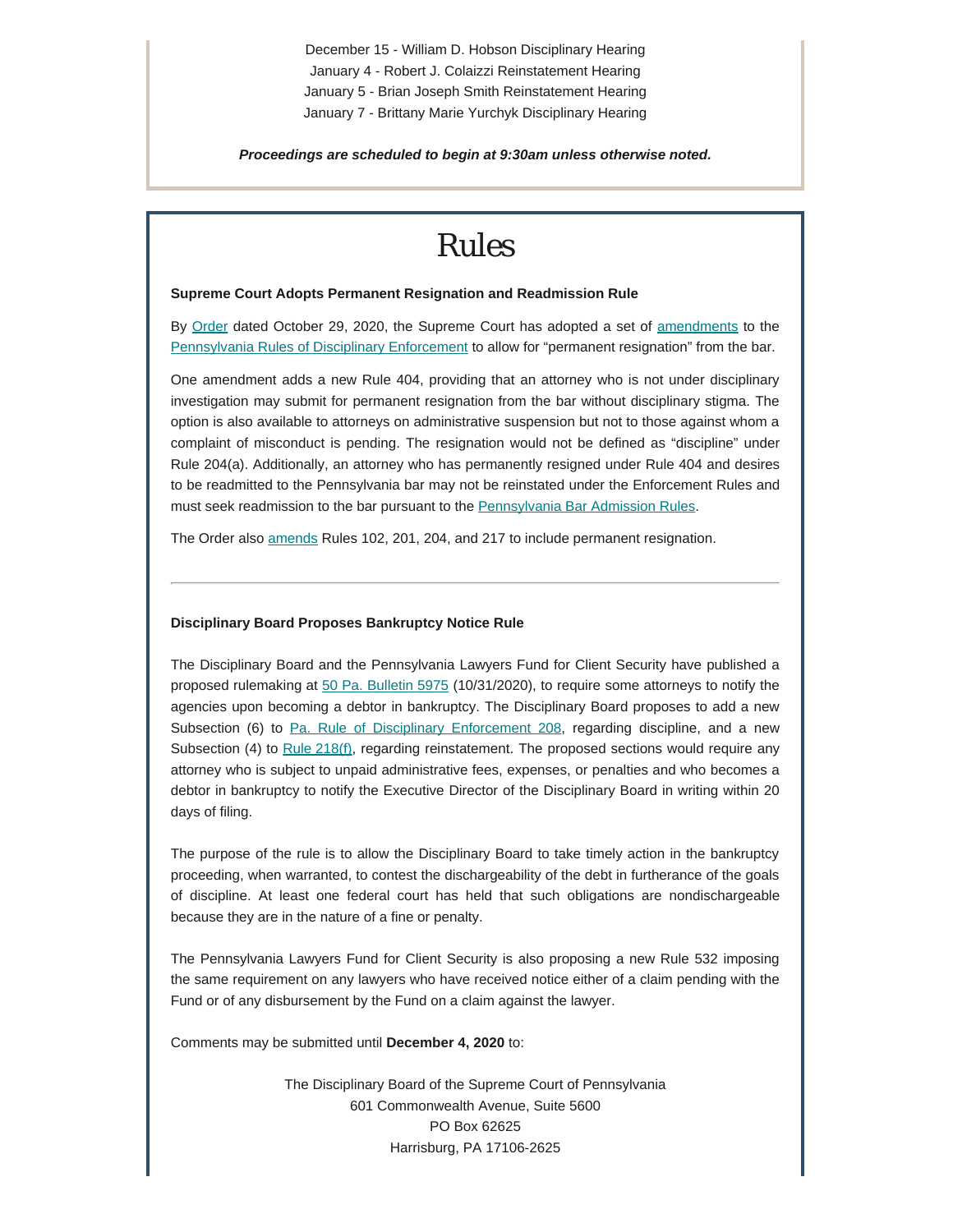December 15 - William D. Hobson Disciplinary Hearing
January 4 - Robert J. Colaizzi Reinstatement Hearing
January 5 - Brian Joseph Smith Reinstatement Hearing
January 7 - Brittany Marie Yurchyk Disciplinary Hearing

***Proceedings are scheduled to begin at 9:30am unless otherwise noted.***

# Rules

**Supreme Court Adopts Permanent Resignation and Readmission Rule**

By Order dated October 29, 2020, the Supreme Court has adopted a set of amendments to the Pennsylvania Rules of Disciplinary Enforcement to allow for "permanent resignation" from the bar.

One amendment adds a new Rule 404, providing that an attorney who is not under disciplinary investigation may submit for permanent resignation from the bar without disciplinary stigma. The option is also available to attorneys on administrative suspension but not to those against whom a complaint of misconduct is pending. The resignation would not be defined as "discipline" under Rule 204(a). Additionally, an attorney who has permanently resigned under Rule 404 and desires to be readmitted to the Pennsylvania bar may not be reinstated under the Enforcement Rules and must seek readmission to the bar pursuant to the Pennsylvania Bar Admission Rules.

The Order also amends Rules 102, 201, 204, and 217 to include permanent resignation.

---

**Disciplinary Board Proposes Bankruptcy Notice Rule**

The Disciplinary Board and the Pennsylvania Lawyers Fund for Client Security have published a proposed rulemaking at 50 Pa. Bulletin 5975 (10/31/2020), to require some attorneys to notify the agencies upon becoming a debtor in bankruptcy. The Disciplinary Board proposes to add a new Subsection (6) to Pa. Rule of Disciplinary Enforcement 208, regarding discipline, and a new Subsection (4) to Rule 218(f), regarding reinstatement. The proposed sections would require any attorney who is subject to unpaid administrative fees, expenses, or penalties and who becomes a debtor in bankruptcy to notify the Executive Director of the Disciplinary Board in writing within 20 days of filing.

The purpose of the rule is to allow the Disciplinary Board to take timely action in the bankruptcy proceeding, when warranted, to contest the dischargeability of the debt in furtherance of the goals of discipline. At least one federal court has held that such obligations are nondischargeable because they are in the nature of a fine or penalty.

The Pennsylvania Lawyers Fund for Client Security is also proposing a new Rule 532 imposing the same requirement on any lawyers who have received notice either of a claim pending with the Fund or of any disbursement by the Fund on a claim against the lawyer.

Comments may be submitted until **December 4, 2020** to:

The Disciplinary Board of the Supreme Court of Pennsylvania
601 Commonwealth Avenue, Suite 5600
PO Box 62625
Harrisburg, PA 17106-2625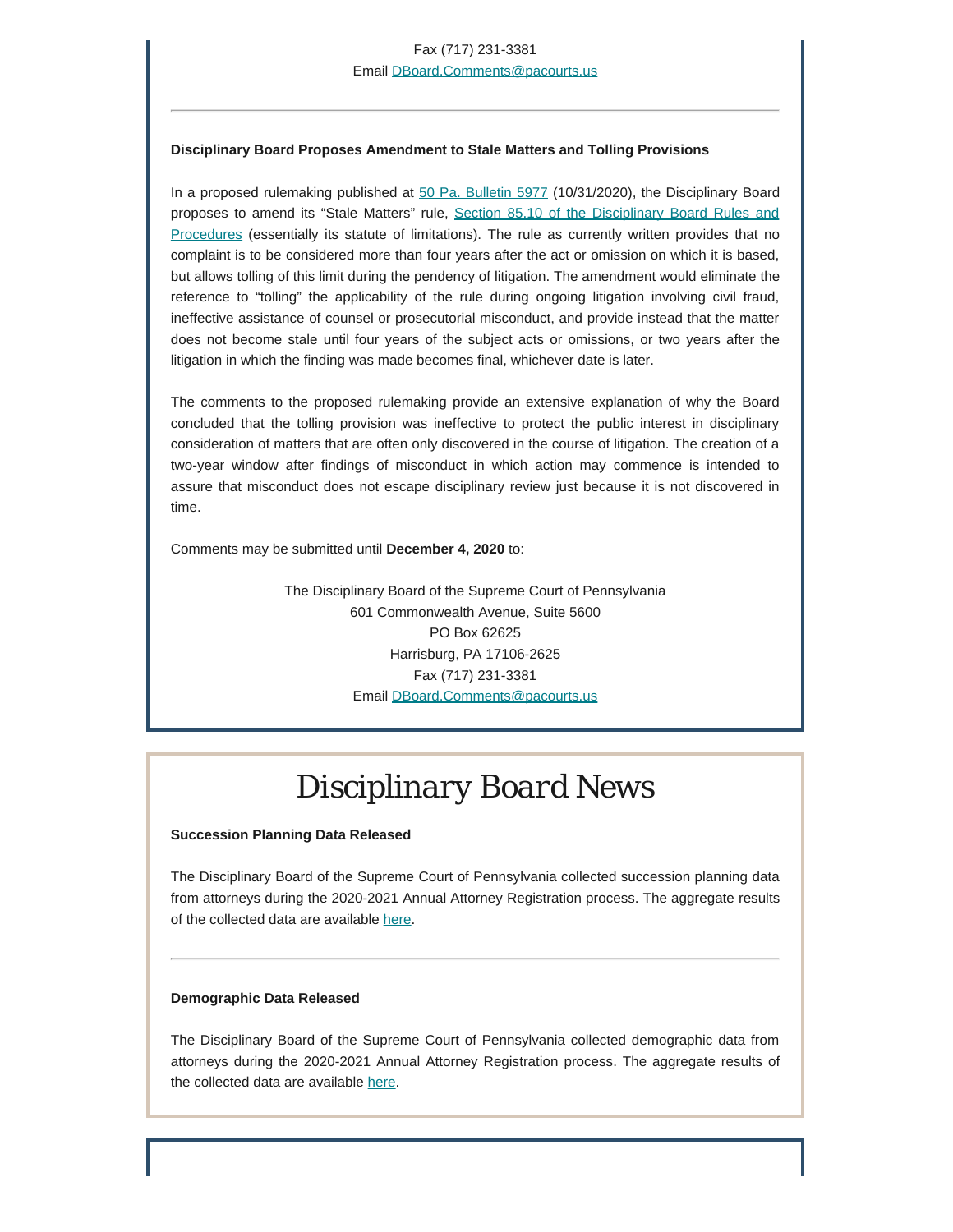Fax (717) 231-3381
Email [DBoard.Comments@pacourts.us](mailto:DBoard.Comments@pacourts.us)

---

**Disciplinary Board Proposes Amendment to Stale Matters and Tolling Provisions**

In a proposed rulemaking published at [50 Pa. Bulletin 5977](#) (10/31/2020), the Disciplinary Board proposes to amend its "Stale Matters" rule, [Section 85.10 of the Disciplinary Board Rules and Procedures](#) (essentially its statute of limitations). The rule as currently written provides that no complaint is to be considered more than four years after the act or omission on which it is based, but allows tolling of this limit during the pendency of litigation. The amendment would eliminate the reference to "tolling" the applicability of the rule during ongoing litigation involving civil fraud, ineffective assistance of counsel or prosecutorial misconduct, and provide instead that the matter does not become stale until four years of the subject acts or omissions, or two years after the litigation in which the finding was made becomes final, whichever date is later.

The comments to the proposed rulemaking provide an extensive explanation of why the Board concluded that the tolling provision was ineffective to protect the public interest in disciplinary consideration of matters that are often only discovered in the course of litigation. The creation of a two-year window after findings of misconduct in which action may commence is intended to assure that misconduct does not escape disciplinary review just because it is not discovered in time.

Comments may be submitted until **December 4, 2020** to:

The Disciplinary Board of the Supreme Court of Pennsylvania
601 Commonwealth Avenue, Suite 5600
PO Box 62625
Harrisburg, PA 17106-2625
Fax (717) 231-3381
Email [DBoard.Comments@pacourts.us](mailto:DBoard.Comments@pacourts.us)

# Disciplinary Board News

**Succession Planning Data Released**

The Disciplinary Board of the Supreme Court of Pennsylvania collected succession planning data from attorneys during the 2020-2021 Annual Attorney Registration process. The aggregate results of the collected data are available [here](#).

---

**Demographic Data Released**

The Disciplinary Board of the Supreme Court of Pennsylvania collected demographic data from attorneys during the 2020-2021 Annual Attorney Registration process. The aggregate results of the collected data are available [here](#).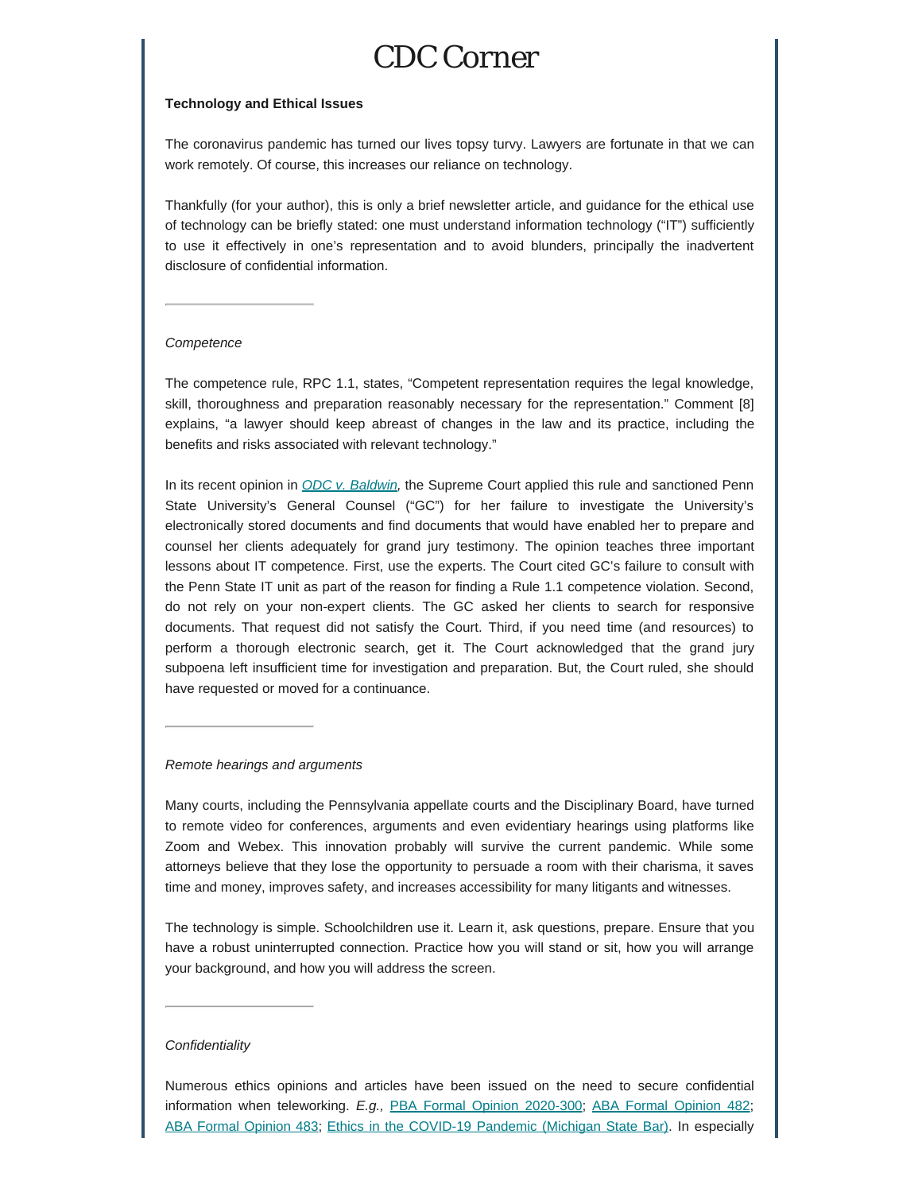# CDC Corner

**Technology and Ethical Issues**

The coronavirus pandemic has turned our lives topsy turvy. Lawyers are fortunate in that we can work remotely. Of course, this increases our reliance on technology.

Thankfully (for your author), this is only a brief newsletter article, and guidance for the ethical use of technology can be briefly stated: one must understand information technology ("IT") sufficiently to use it effectively in one's representation and to avoid blunders, principally the inadvertent disclosure of confidential information.

---

*Competence*

The competence rule, RPC 1.1, states, "Competent representation requires the legal knowledge, skill, thoroughness and preparation reasonably necessary for the representation." Comment [8] explains, "a lawyer should keep abreast of changes in the law and its practice, including the benefits and risks associated with relevant technology."

In its recent opinion in *ODC v. Baldwin*, the Supreme Court applied this rule and sanctioned Penn State University's General Counsel ("GC") for her failure to investigate the University's electronically stored documents and find documents that would have enabled her to prepare and counsel her clients adequately for grand jury testimony. The opinion teaches three important lessons about IT competence. First, use the experts. The Court cited GC's failure to consult with the Penn State IT unit as part of the reason for finding a Rule 1.1 competence violation. Second, do not rely on your non-expert clients. The GC asked her clients to search for responsive documents. That request did not satisfy the Court. Third, if you need time (and resources) to perform a thorough electronic search, get it. The Court acknowledged that the grand jury subpoena left insufficient time for investigation and preparation. But, the Court ruled, she should have requested or moved for a continuance.

---

*Remote hearings and arguments*

Many courts, including the Pennsylvania appellate courts and the Disciplinary Board, have turned to remote video for conferences, arguments and even evidentiary hearings using platforms like Zoom and Webex. This innovation probably will survive the current pandemic. While some attorneys believe that they lose the opportunity to persuade a room with their charisma, it saves time and money, improves safety, and increases accessibility for many litigants and witnesses.

The technology is simple. Schoolchildren use it. Learn it, ask questions, prepare. Ensure that you have a robust uninterrupted connection. Practice how you will stand or sit, how you will arrange your background, and how you will address the screen.

---

*Confidentiality*

Numerous ethics opinions and articles have been issued on the need to secure confidential information when teleworking. *E.g.,* PBA Formal Opinion 2020-300; ABA Formal Opinion 482; ABA Formal Opinion 483; Ethics in the COVID-19 Pandemic (Michigan State Bar). In especially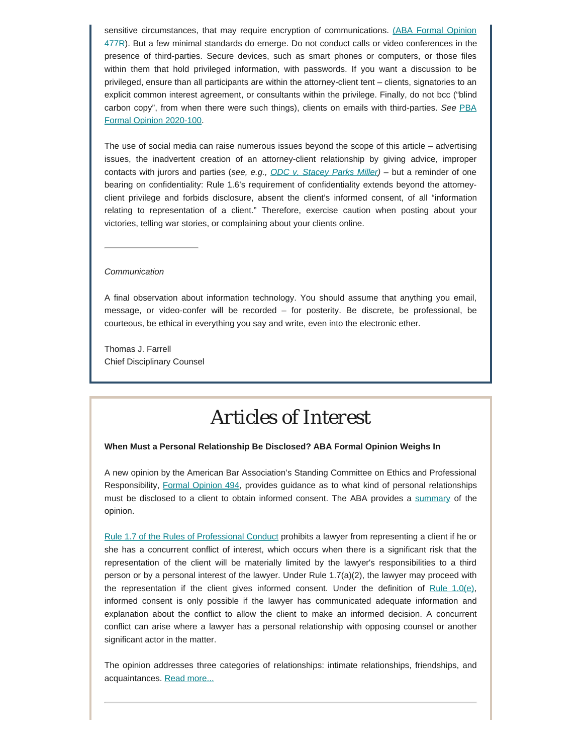sensitive circumstances, that may require encryption of communications. (ABA Formal Opinion 477R). But a few minimal standards do emerge. Do not conduct calls or video conferences in the presence of third-parties. Secure devices, such as smart phones or computers, or those files within them that hold privileged information, with passwords. If you want a discussion to be privileged, ensure than all participants are within the attorney-client tent – clients, signatories to an explicit common interest agreement, or consultants within the privilege. Finally, do not bcc ("blind carbon copy", from when there were such things), clients on emails with third-parties. *See* PBA Formal Opinion 2020-100.

The use of social media can raise numerous issues beyond the scope of this article – advertising issues, the inadvertent creation of an attorney-client relationship by giving advice, improper contacts with jurors and parties (*see, e.g., ODC v. Stacey Parks Miller)* – but a reminder of one bearing on confidentiality: Rule 1.6's requirement of confidentiality extends beyond the attorney-client privilege and forbids disclosure, absent the client's informed consent, of all "information relating to representation of a client." Therefore, exercise caution when posting about your victories, telling war stories, or complaining about your clients online.

---

*Communication*

A final observation about information technology. You should assume that anything you email, message, or video-confer will be recorded – for posterity. Be discrete, be professional, be courteous, be ethical in everything you say and write, even into the electronic ether.

Thomas J. Farrell
Chief Disciplinary Counsel

# Articles of Interest

**When Must a Personal Relationship Be Disclosed? ABA Formal Opinion Weighs In**

A new opinion by the American Bar Association's Standing Committee on Ethics and Professional Responsibility, Formal Opinion 494, provides guidance as to what kind of personal relationships must be disclosed to a client to obtain informed consent. The ABA provides a summary of the opinion.

Rule 1.7 of the Rules of Professional Conduct prohibits a lawyer from representing a client if he or she has a concurrent conflict of interest, which occurs when there is a significant risk that the representation of the client will be materially limited by the lawyer's responsibilities to a third person or by a personal interest of the lawyer. Under Rule 1.7(a)(2), the lawyer may proceed with the representation if the client gives informed consent. Under the definition of Rule 1.0(e), informed consent is only possible if the lawyer has communicated adequate information and explanation about the conflict to allow the client to make an informed decision. A concurrent conflict can arise where a lawyer has a personal relationship with opposing counsel or another significant actor in the matter.

The opinion addresses three categories of relationships: intimate relationships, friendships, and acquaintances. Read more...

---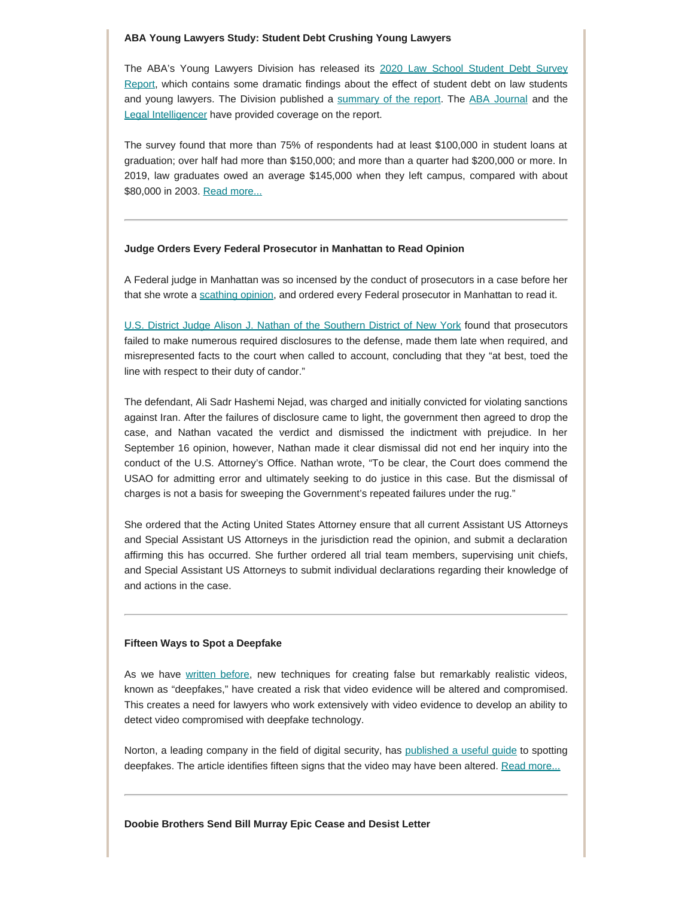**ABA Young Lawyers Study: Student Debt Crushing Young Lawyers**

The ABA's Young Lawyers Division has released its 2020 Law School Student Debt Survey Report, which contains some dramatic findings about the effect of student debt on law students and young lawyers. The Division published a summary of the report. The ABA Journal and the Legal Intelligencer have provided coverage on the report.

The survey found that more than 75% of respondents had at least $100,000 in student loans at graduation; over half had more than $150,000; and more than a quarter had $200,000 or more. In 2019, law graduates owed an average $145,000 when they left campus, compared with about $80,000 in 2003. Read more...

---

**Judge Orders Every Federal Prosecutor in Manhattan to Read Opinion**

A Federal judge in Manhattan was so incensed by the conduct of prosecutors in a case before her that she wrote a scathing opinion, and ordered every Federal prosecutor in Manhattan to read it.

U.S. District Judge Alison J. Nathan of the Southern District of New York found that prosecutors failed to make numerous required disclosures to the defense, made them late when required, and misrepresented facts to the court when called to account, concluding that they "at best, toed the line with respect to their duty of candor."

The defendant, Ali Sadr Hashemi Nejad, was charged and initially convicted for violating sanctions against Iran. After the failures of disclosure came to light, the government then agreed to drop the case, and Nathan vacated the verdict and dismissed the indictment with prejudice. In her September 16 opinion, however, Nathan made it clear dismissal did not end her inquiry into the conduct of the U.S. Attorney's Office. Nathan wrote, "To be clear, the Court does commend the USAO for admitting error and ultimately seeking to do justice in this case. But the dismissal of charges is not a basis for sweeping the Government's repeated failures under the rug."

She ordered that the Acting United States Attorney ensure that all current Assistant US Attorneys and Special Assistant US Attorneys in the jurisdiction read the opinion, and submit a declaration affirming this has occurred. She further ordered all trial team members, supervising unit chiefs, and Special Assistant US Attorneys to submit individual declarations regarding their knowledge of and actions in the case.

---

**Fifteen Ways to Spot a Deepfake**

As we have written before, new techniques for creating false but remarkably realistic videos, known as "deepfakes," have created a risk that video evidence will be altered and compromised. This creates a need for lawyers who work extensively with video evidence to develop an ability to detect video compromised with deepfake technology.

Norton, a leading company in the field of digital security, has published a useful guide to spotting deepfakes. The article identifies fifteen signs that the video may have been altered. Read more...

---

**Doobie Brothers Send Bill Murray Epic Cease and Desist Letter**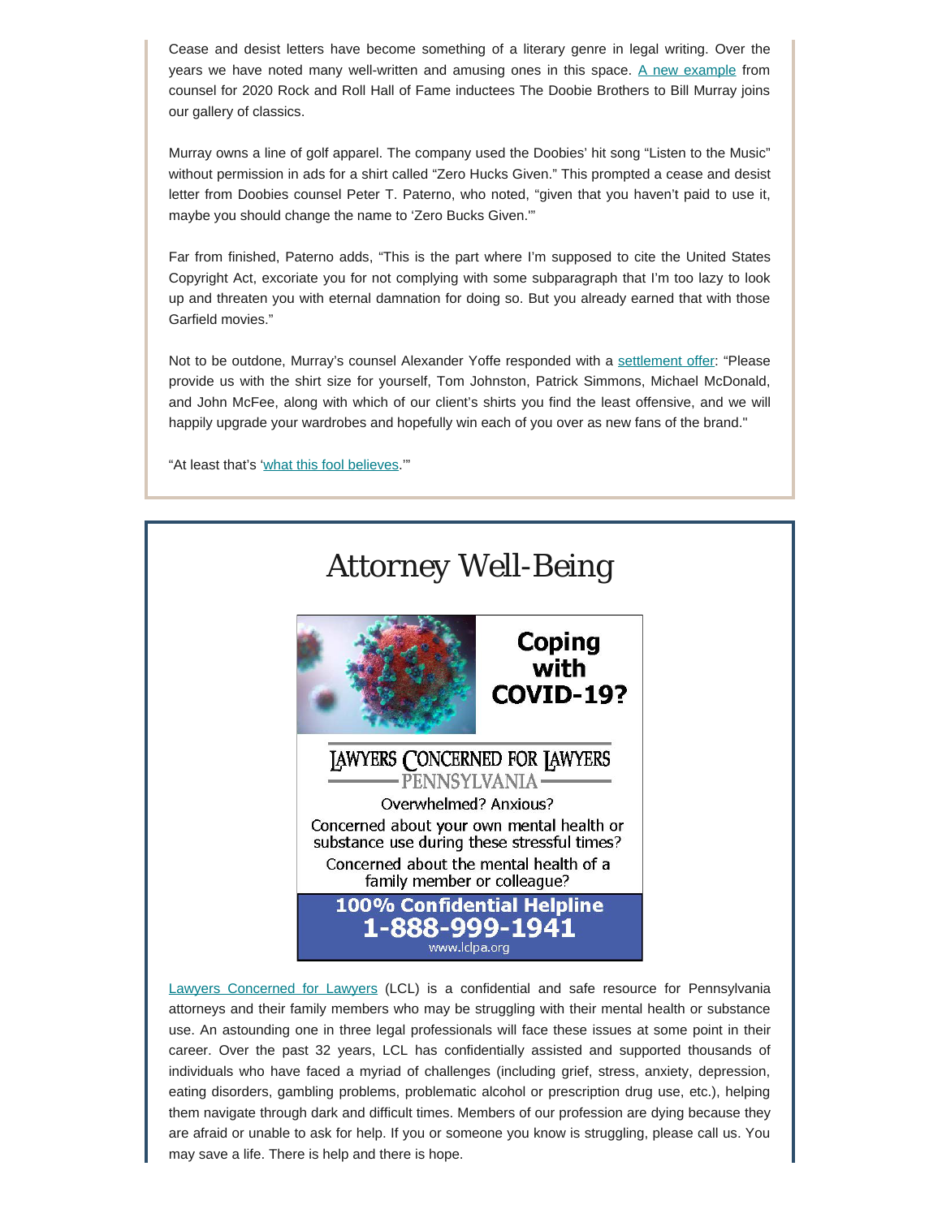Cease and desist letters have become something of a literary genre in legal writing. Over the years we have noted many well-written and amusing ones in this space. [A new example](#) from counsel for 2020 Rock and Roll Hall of Fame inductees The Doobie Brothers to Bill Murray joins our gallery of classics.

Murray owns a line of golf apparel. The company used the Doobies' hit song "Listen to the Music" without permission in ads for a shirt called "Zero Hucks Given." This prompted a cease and desist letter from Doobies counsel Peter T. Paterno, who noted, "given that you haven't paid to use it, maybe you should change the name to 'Zero Bucks Given.'"

Far from finished, Paterno adds, "This is the part where I'm supposed to cite the United States Copyright Act, excoriate you for not complying with some subparagraph that I'm too lazy to look up and threaten you with eternal damnation for doing so. But you already earned that with those Garfield movies."

Not to be outdone, Murray's counsel Alexander Yoffe responded with a [settlement offer](#): "Please provide us with the shirt size for yourself, Tom Johnston, Patrick Simmons, Michael McDonald, and John McFee, along with which of our client's shirts you find the least offensive, and we will happily upgrade your wardrobes and hopefully win each of you over as new fans of the brand."

"At least that's '[what this fool believes](#).'"

# Attorney Well-Being

**Coping with COVID-19?**

LAWYERS CONCERNED FOR LAWYERS
PENNSYLVANIA

Overwhelmed? Anxious?

Concerned about your own mental health or substance use during these stressful times?

Concerned about the mental health of a family member or colleague?

**100% Confidential Helpline**
**1-888-999-1941**
www.lclpa.org

[Lawyers Concerned for Lawyers](#) (LCL) is a confidential and safe resource for Pennsylvania attorneys and their family members who may be struggling with their mental health or substance use. An astounding one in three legal professionals will face these issues at some point in their career. Over the past 32 years, LCL has confidentially assisted and supported thousands of individuals who have faced a myriad of challenges (including grief, stress, anxiety, depression, eating disorders, gambling problems, problematic alcohol or prescription drug use, etc.), helping them navigate through dark and difficult times. Members of our profession are dying because they are afraid or unable to ask for help. If you or someone you know is struggling, please call us. You may save a life. There is help and there is hope.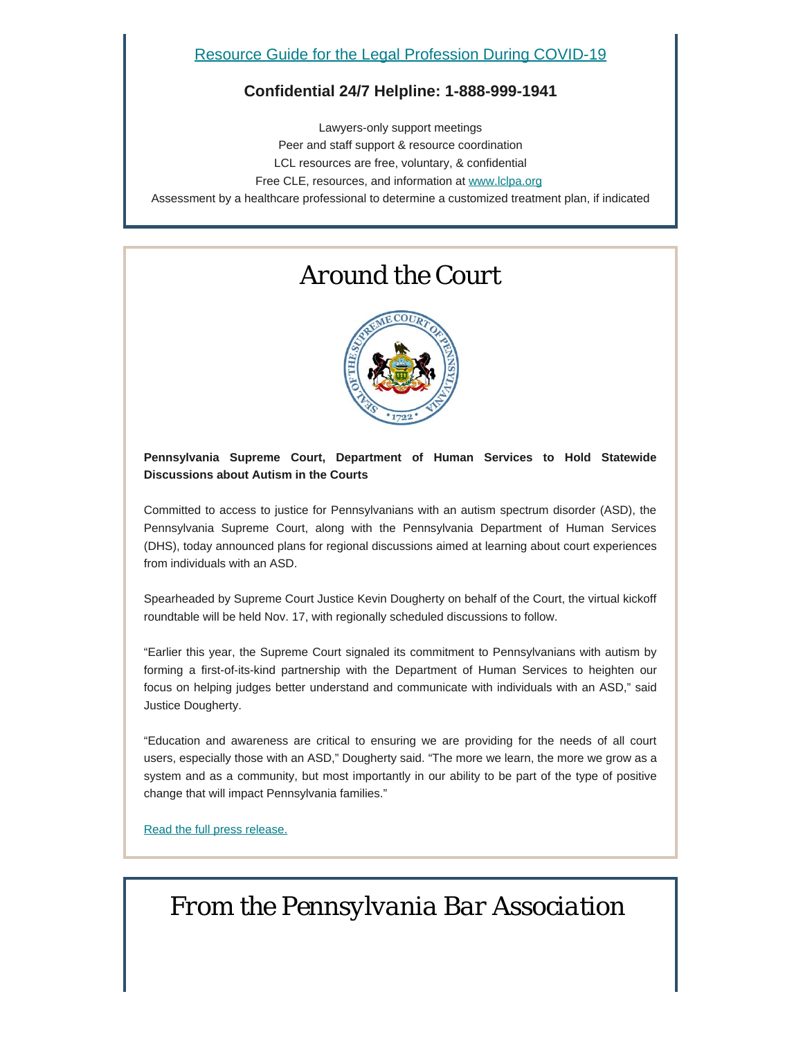[Resource Guide for the Legal Profession During COVID-19](#)

**Confidential 24/7 Helpline: 1-888-999-1941**

Lawyers-only support meetings
Peer and staff support & resource coordination
LCL resources are free, voluntary, & confidential
Free CLE, resources, and information at [www.lclpa.org](http://www.lclpa.org)
Assessment by a healthcare professional to determine a customized treatment plan, if indicated

# Around the Court

**Pennsylvania Supreme Court, Department of Human Services to Hold Statewide Discussions about Autism in the Courts**

Committed to access to justice for Pennsylvanians with an autism spectrum disorder (ASD), the Pennsylvania Supreme Court, along with the Pennsylvania Department of Human Services (DHS), today announced plans for regional discussions aimed at learning about court experiences from individuals with an ASD.

Spearheaded by Supreme Court Justice Kevin Dougherty on behalf of the Court, the virtual kickoff roundtable will be held Nov. 17, with regionally scheduled discussions to follow.

“Earlier this year, the Supreme Court signaled its commitment to Pennsylvanians with autism by forming a first-of-its-kind partnership with the Department of Human Services to heighten our focus on helping judges better understand and communicate with individuals with an ASD,” said Justice Dougherty.

“Education and awareness are critical to ensuring we are providing for the needs of all court users, especially those with an ASD,” Dougherty said. “The more we learn, the more we grow as a system and as a community, but most importantly in our ability to be part of the type of positive change that will impact Pennsylvania families.”

[Read the full press release.](#)

# From the Pennsylvania Bar Association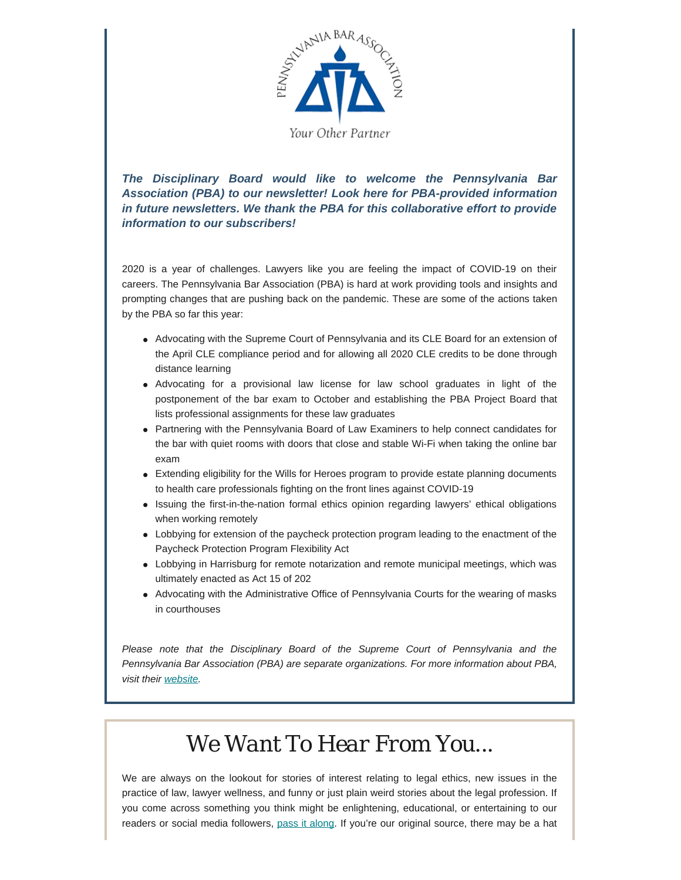PENNSYLVANIA BAR ASSOCIATION

Your Other Partner

***The Disciplinary Board would like to welcome the Pennsylvania Bar Association (PBA) to our newsletter! Look here for PBA-provided information in future newsletters. We thank the PBA for this collaborative effort to provide information to our subscribers!***

2020 is a year of challenges. Lawyers like you are feeling the impact of COVID-19 on their careers. The Pennsylvania Bar Association (PBA) is hard at work providing tools and insights and prompting changes that are pushing back on the pandemic. These are some of the actions taken by the PBA so far this year:

- Advocating with the Supreme Court of Pennsylvania and its CLE Board for an extension of the April CLE compliance period and for allowing all 2020 CLE credits to be done through distance learning
- Advocating for a provisional law license for law school graduates in light of the postponement of the bar exam to October and establishing the PBA Project Board that lists professional assignments for these law graduates
- Partnering with the Pennsylvania Board of Law Examiners to help connect candidates for the bar with quiet rooms with doors that close and stable Wi-Fi when taking the online bar exam
- Extending eligibility for the Wills for Heroes program to provide estate planning documents to health care professionals fighting on the front lines against COVID-19
- Issuing the first-in-the-nation formal ethics opinion regarding lawyers' ethical obligations when working remotely
- Lobbying for extension of the paycheck protection program leading to the enactment of the Paycheck Protection Program Flexibility Act
- Lobbying in Harrisburg for remote notarization and remote municipal meetings, which was ultimately enacted as Act 15 of 202
- Advocating with the Administrative Office of Pennsylvania Courts for the wearing of masks in courthouses

*Please note that the Disciplinary Board of the Supreme Court of Pennsylvania and the Pennsylvania Bar Association (PBA) are separate organizations. For more information about PBA, visit their [website](#).*

# We Want To Hear From You...

We are always on the lookout for stories of interest relating to legal ethics, new issues in the practice of law, lawyer wellness, and funny or just plain weird stories about the legal profession. If you come across something you think might be enlightening, educational, or entertaining to our readers or social media followers, [pass it along](#). If you're our original source, there may be a hat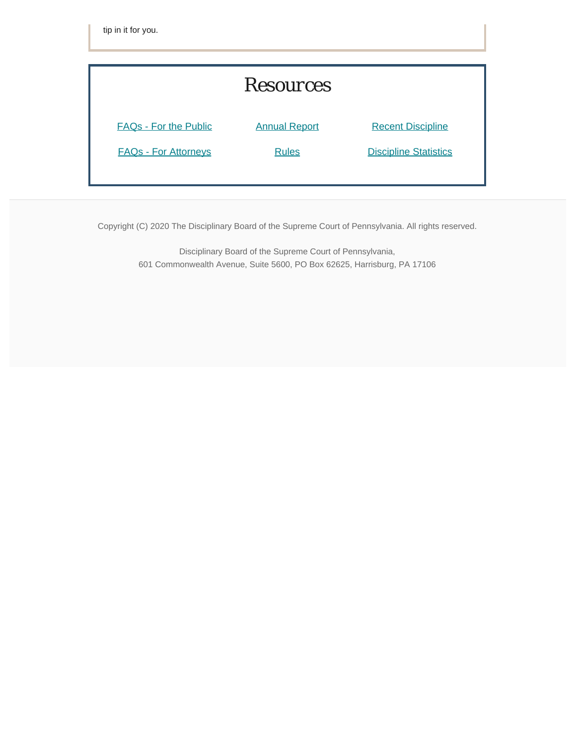tip in it for you.

# Resources

FAQs - For the Public

Annual Report

Recent Discipline

FAQs - For Attorneys

Rules

Discipline Statistics

Copyright (C) 2020 The Disciplinary Board of the Supreme Court of Pennsylvania. All rights reserved.

Disciplinary Board of the Supreme Court of Pennsylvania,
601 Commonwealth Avenue, Suite 5600, PO Box 62625, Harrisburg, PA 17106